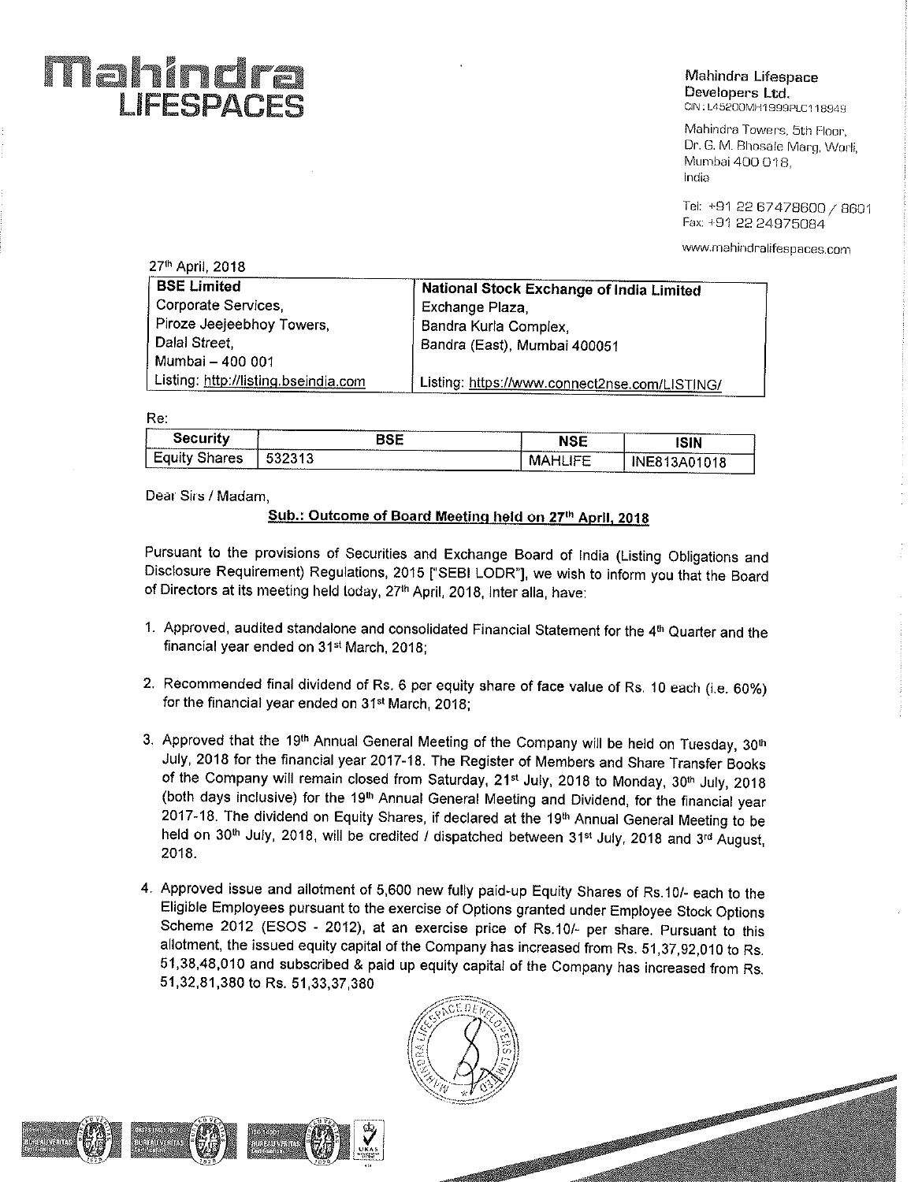**Mahindra LIFESPACES**

Mahindra Lifespace Developers Ltd.
CIN : L45200MH1999PLC118949

Mahindra Towers, 5th Floor,
Dr. G. M. Bhosale Marg, Worli,
Mumbai 400 018,
India

Tel: +91 22 67478600 / 8601
Fax: +91 22 24975084

www.mahindralifespaces.com

27th April, 2018

| BSE Limited | National Stock Exchange of India Limited |
|---|---|
| Corporate Services, Piroze Jeejeebhoy Towers, Dalal Street, Mumbai – 400 001 | Exchange Plaza, Bandra Kurla Complex, Bandra (East), Mumbai 400051 |
| Listing: http://listing.bseindia.com | Listing: https://www.connect2nse.com/LISTING/ |

Re:

| Security | BSE | NSE | ISIN |
|---|---|---|---|
| Equity Shares | 532313 | MAHLIFE | INE813A01018 |

Dear Sirs / Madam,

**Sub.: Outcome of Board Meeting held on 27th April, 2018**

Pursuant to the provisions of Securities and Exchange Board of India (Listing Obligations and Disclosure Requirement) Regulations, 2015 ["SEBI LODR"], we wish to inform you that the Board of Directors at its meeting held today, 27th April, 2018, inter alia, have:

1. Approved, audited standalone and consolidated Financial Statement for the 4th Quarter and the financial year ended on 31st March, 2018;

2. Recommended final dividend of Rs. 6 per equity share of face value of Rs. 10 each (i.e. 60%) for the financial year ended on 31st March, 2018;

3. Approved that the 19th Annual General Meeting of the Company will be held on Tuesday, 30th July, 2018 for the financial year 2017-18. The Register of Members and Share Transfer Books of the Company will remain closed from Saturday, 21st July, 2018 to Monday, 30th July, 2018 (both days inclusive) for the 19th Annual General Meeting and Dividend, for the financial year 2017-18. The dividend on Equity Shares, if declared at the 19th Annual General Meeting to be held on 30th July, 2018, will be credited / dispatched between 31st July, 2018 and 3rd August, 2018.

4. Approved issue and allotment of 5,600 new fully paid-up Equity Shares of Rs.10/- each to the Eligible Employees pursuant to the exercise of Options granted under Employee Stock Options Scheme 2012 (ESOS - 2012), at an exercise price of Rs.10/- per share. Pursuant to this allotment, the issued equity capital of the Company has increased from Rs. 51,37,92,010 to Rs. 51,38,48,010 and subscribed & paid up equity capital of the Company has increased from Rs. 51,32,81,380 to Rs. 51,33,37,380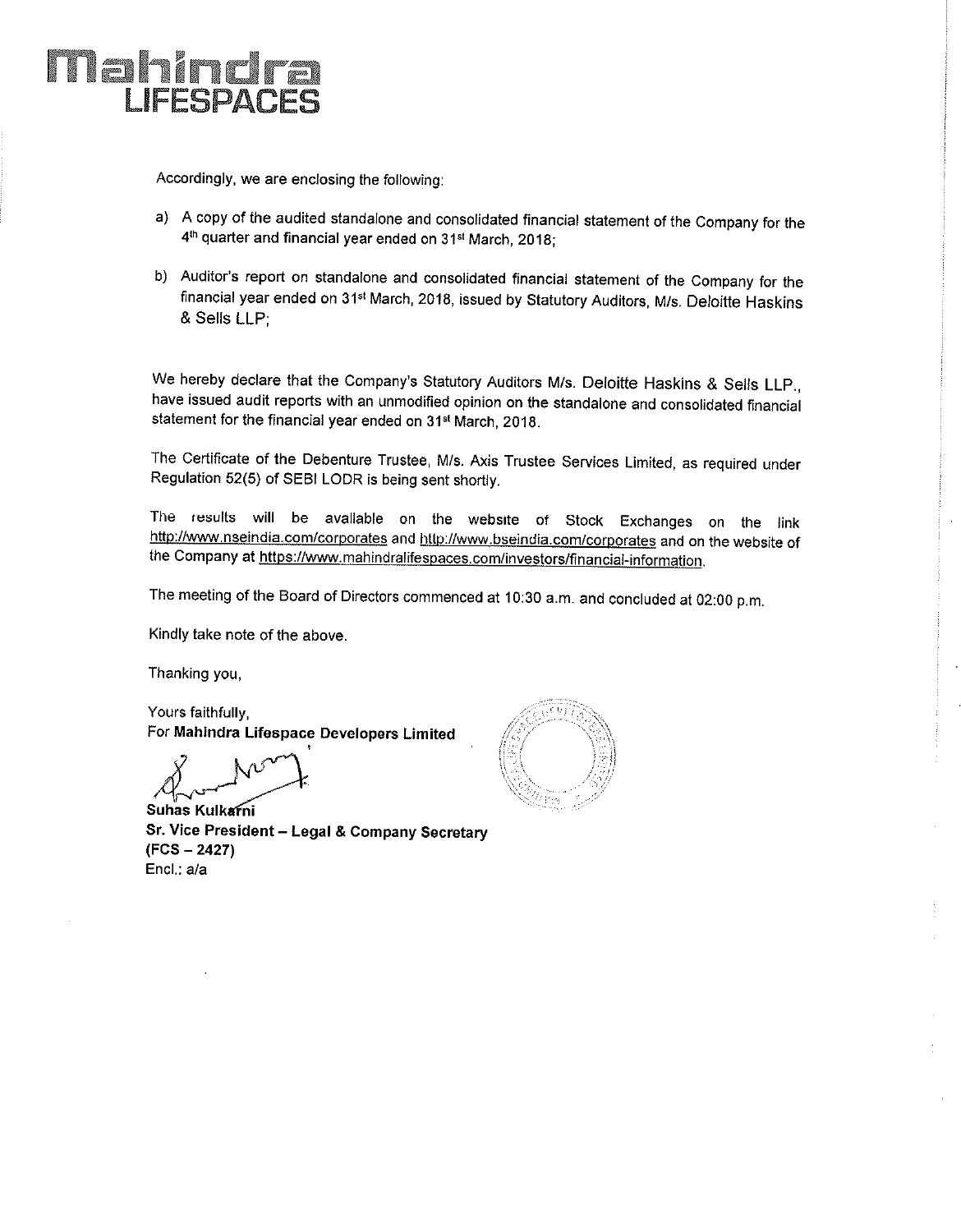Accordingly, we are enclosing the following:

a) A copy of the audited standalone and consolidated financial statement of the Company for the 4th quarter and financial year ended on 31st March, 2018;

b) Auditor's report on standalone and consolidated financial statement of the Company for the financial year ended on 31st March, 2018, issued by Statutory Auditors, M/s. Deloitte Haskins & Sells LLP;

We hereby declare that the Company's Statutory Auditors M/s. Deloitte Haskins & Sells LLP., have issued audit reports with an unmodified opinion on the standalone and consolidated financial statement for the financial year ended on 31st March, 2018.

The Certificate of the Debenture Trustee, M/s. Axis Trustee Services Limited, as required under Regulation 52(5) of SEBI LODR is being sent shortly.

The results will be available on the website of Stock Exchanges on the link http://www.nseindia.com/corporates and http://www.bseindia.com/corporates and on the website of the Company at https://www.mahindralifespaces.com/investors/financial-information.

The meeting of the Board of Directors commenced at 10:30 a.m. and concluded at 02:00 p.m.

Kindly take note of the above.

Thanking you,

Yours faithfully,
For **Mahindra Lifespace Developers Limited**

**Suhas Kulkarni**
**Sr. Vice President – Legal & Company Secretary**
**(FCS – 2427)**
Encl.: a/a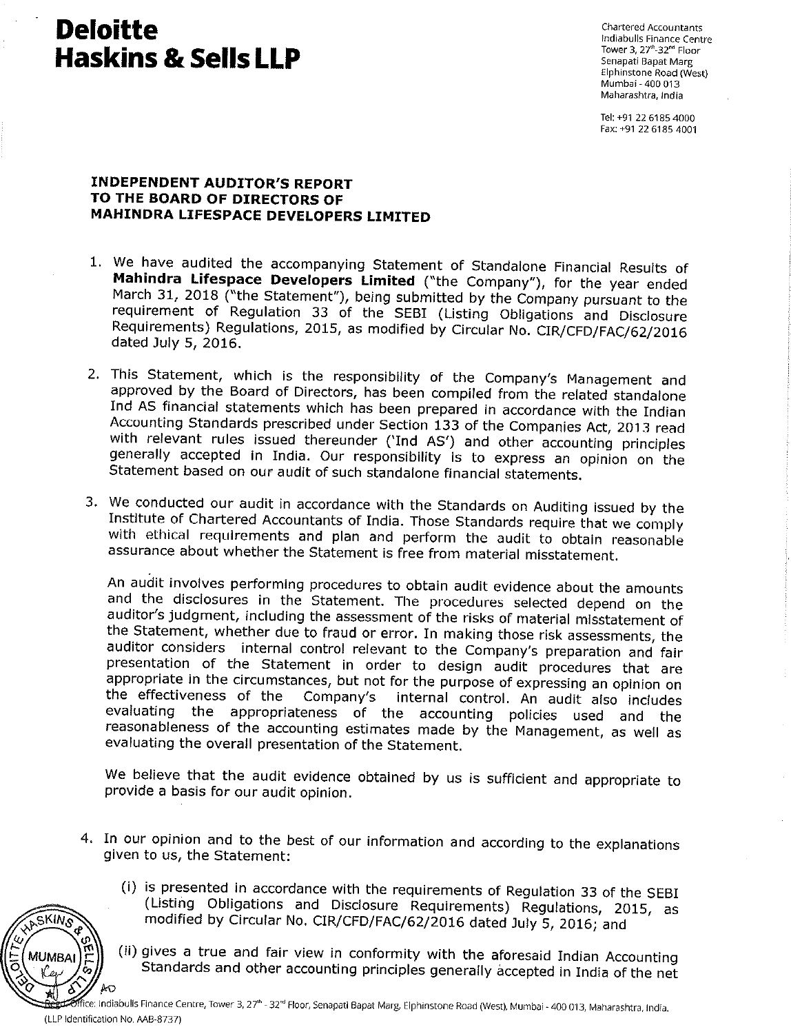# Deloitte Haskins & Sells LLP

Chartered Accountants
Indiabulls Finance Centre
Tower 3, 27th-32nd Floor
Senapati Bapat Marg
Elphinstone Road (West)
Mumbai - 400 013
Maharashtra, India

Tel: +91 22 6185 4000
Fax: +91 22 6185 4001

**INDEPENDENT AUDITOR'S REPORT TO THE BOARD OF DIRECTORS OF MAHINDRA LIFESPACE DEVELOPERS LIMITED**

1. We have audited the accompanying Statement of Standalone Financial Results of **Mahindra Lifespace Developers Limited** ("the Company"), for the year ended March 31, 2018 ("the Statement"), being submitted by the Company pursuant to the requirement of Regulation 33 of the SEBI (Listing Obligations and Disclosure Requirements) Regulations, 2015, as modified by Circular No. CIR/CFD/FAC/62/2016 dated July 5, 2016.

2. This Statement, which is the responsibility of the Company's Management and approved by the Board of Directors, has been compiled from the related standalone Ind AS financial statements which has been prepared in accordance with the Indian Accounting Standards prescribed under Section 133 of the Companies Act, 2013 read with relevant rules issued thereunder ('Ind AS') and other accounting principles generally accepted in India. Our responsibility is to express an opinion on the Statement based on our audit of such standalone financial statements.

3. We conducted our audit in accordance with the Standards on Auditing issued by the Institute of Chartered Accountants of India. Those Standards require that we comply with ethical requirements and plan and perform the audit to obtain reasonable assurance about whether the Statement is free from material misstatement.

   An audit involves performing procedures to obtain audit evidence about the amounts and the disclosures in the Statement. The procedures selected depend on the auditor's judgment, including the assessment of the risks of material misstatement of the Statement, whether due to fraud or error. In making those risk assessments, the auditor considers internal control relevant to the Company's preparation and fair presentation of the Statement in order to design audit procedures that are appropriate in the circumstances, but not for the purpose of expressing an opinion on the effectiveness of the Company's internal control. An audit also includes evaluating the appropriateness of the accounting policies used and the reasonableness of the accounting estimates made by the Management, as well as evaluating the overall presentation of the Statement.

   We believe that the audit evidence obtained by us is sufficient and appropriate to provide a basis for our audit opinion.

4. In our opinion and to the best of our information and according to the explanations given to us, the Statement:

   (i) is presented in accordance with the requirements of Regulation 33 of the SEBI (Listing Obligations and Disclosure Requirements) Regulations, 2015, as modified by Circular No. CIR/CFD/FAC/62/2016 dated July 5, 2016; and

   (ii) gives a true and fair view in conformity with the aforesaid Indian Accounting Standards and other accounting principles generally accepted in India of the net

Regd. Office: Indiabulls Finance Centre, Tower 3, 27th - 32nd Floor, Senapati Bapat Marg, Elphinstone Road (West), Mumbai - 400 013, Maharashtra, India.
(LLP Identification No. AAB-8737)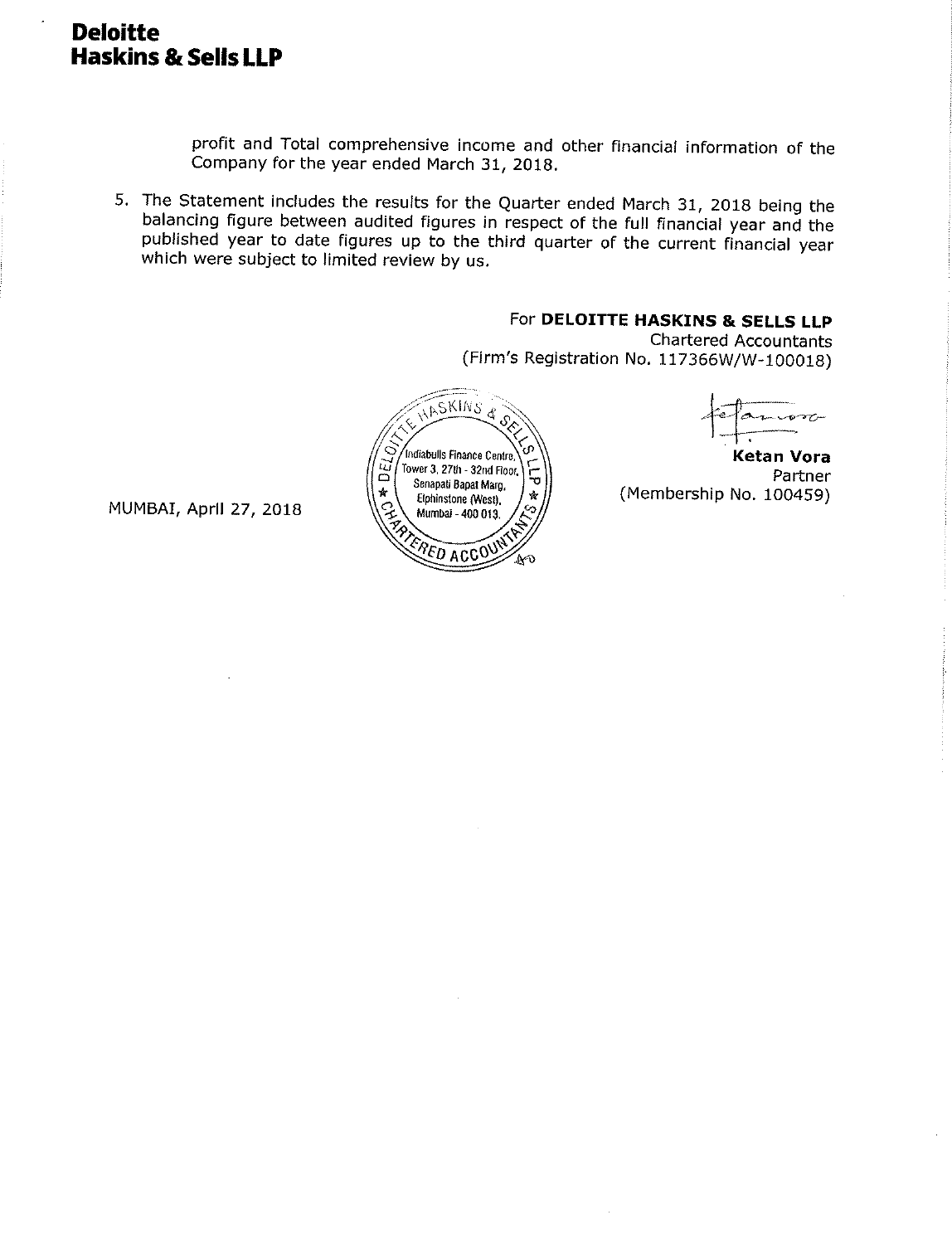**Deloitte**
**Haskins & Sells LLP**

profit and Total comprehensive income and other financial information of the Company for the year ended March 31, 2018.

5. The Statement includes the results for the Quarter ended March 31, 2018 being the balancing figure between audited figures in respect of the full financial year and the published year to date figures up to the third quarter of the current financial year which were subject to limited review by us.

For **DELOITTE HASKINS & SELLS LLP**
Chartered Accountants
(Firm's Registration No. 117366W/W-100018)

**Ketan Vora**
Partner
(Membership No. 100459)

MUMBAI, April 27, 2018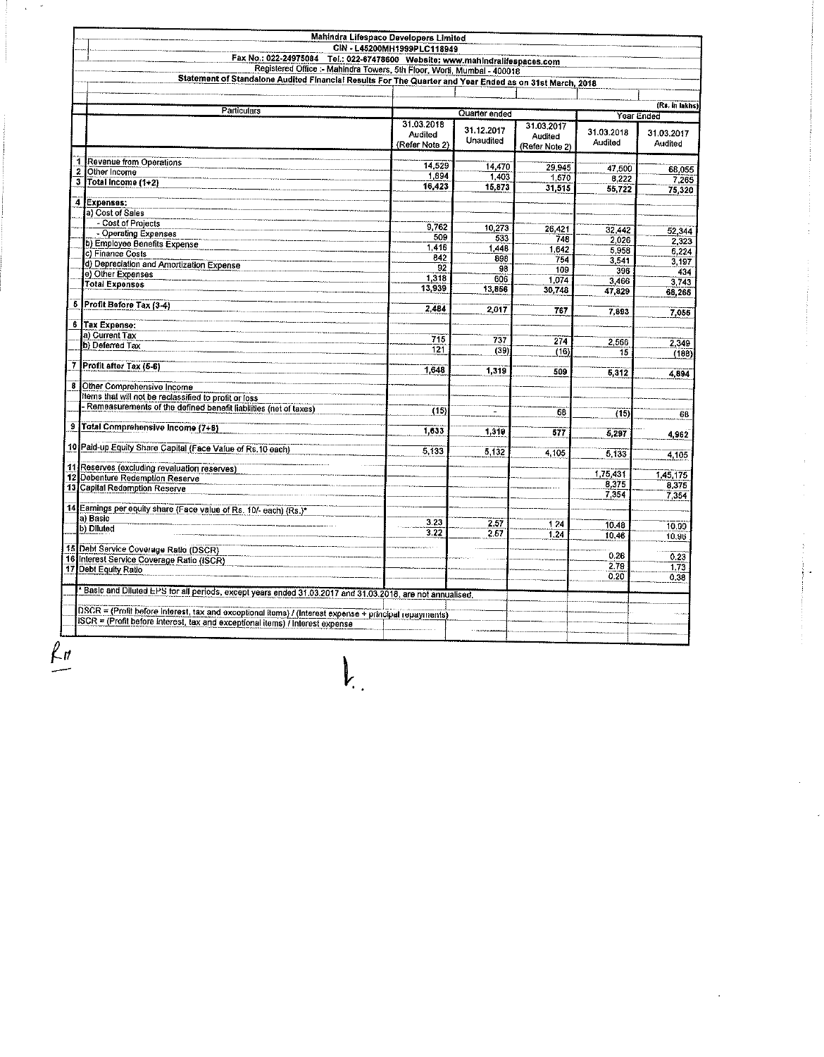# Mahindra Lifespace Developers Limited

CIN - L45200MH1999PLC118949

Fax No.: 022-24975084 Tel.: 022-67478600 Website: www.mahindralifespaces.com

Registered Office :- Mahindra Towers, 5th Floor, Worli, Mumbai - 400018

## Statement of Standalone Audited Financial Results For The Quarter and Year Ended as on 31st March, 2018

(Rs. in lakhs)

| | Particulars | Quarter ended | | | Year Ended | |
|---|---|---|---|---|---|---|
| | | 31.03.2018 Audited (Refer Note 2) | 31.12.2017 Unaudited | 31.03.2017 Audited (Refer Note 2) | 31.03.2018 Audited | 31.03.2017 Audited |
| 1 | Revenue from Operations | 14,529 | 14,470 | 29,945 | 47,500 | 68,055 |
| 2 | Other Income | 1,894 | 1,403 | 1,570 | 8,222 | 7,265 |
| 3 | **Total Income (1+2)** | 16,423 | 15,873 | 31,515 | 55,722 | 75,320 |
| 4 | **Expenses:** | | | | | |
| | a) Cost of Sales | | | | | |
| | - Cost of Projects | 9,762 | 10,273 | 26,421 | 32,442 | 52,344 |
| | - Operating Expenses | 509 | 533 | 748 | 2,026 | 2,323 |
| | b) Employee Benefits Expense | 1,416 | 1,448 | 1,642 | 5,958 | 6,224 |
| | c) Finance Costs | 842 | 898 | 754 | 3,541 | 3,197 |
| | d) Depreciation and Amortization Expense | 92 | 98 | 109 | 396 | 434 |
| | e) Other Expenses | 1,318 | 606 | 1,074 | 3,466 | 3,743 |
| | **Total Expenses** | 13,939 | 13,856 | 30,748 | 47,829 | 68,265 |
| 5 | **Profit Before Tax (3-4)** | 2,484 | 2,017 | 767 | 7,893 | 7,055 |
| 6 | **Tax Expense:** | | | | | |
| | a) Current Tax | 715 | 737 | 274 | 2,566 | 2,349 |
| | b) Deferred Tax | 121 | (39) | (16) | 15 | (188) |
| 7 | **Profit after Tax (5-6)** | 1,648 | 1,319 | 509 | 5,312 | 4,894 |
| 8 | Other Comprehensive Income | | | | | |
| | Items that will not be reclassified to profit or loss | | | | | |
| | - Remeasurements of the defined benefit liabilities (net of taxes) | (15) | - | 68 | (15) | 68 |
| 9 | **Total Comprehensive Income (7+8)** | 1,633 | 1,319 | 577 | 5,297 | 4,962 |
| 10 | Paid-up Equity Share Capital (Face Value of Rs.10 each) | 5,133 | 5,132 | 4,105 | 5,133 | 4,105 |
| 11 | Reserves (excluding revaluation reserves) | | | | 1,75,431 | 1,45,175 |
| 12 | Debenture Redemption Reserve | | | | 8,375 | 8,375 |
| 13 | Capital Redemption Reserve | | | | 7,354 | 7,354 |
| 14 | Earnings per equity share (Face value of Rs. 10/- each) (Rs.)* | | | | | |
| | a) Basic | 3.23 | 2.57 | 1.24 | 10.48 | 10.90 |
| | b) Diluted | 3.22 | 2.57 | 1.24 | 10.46 | 10.90 |
| 15 | Debt Service Coverage Ratio (DSCR) | | | | 0.26 | 0.23 |
| 16 | Interest Service Coverage Ratio (ISCR) | | | | 2.78 | 1.73 |
| 17 | Debt Equity Ratio | | | | 0.20 | 0.38 |

\* Basic and Diluted EPS for all periods, except years ended 31.03.2017 and 31.03.2018, are not annualised.

DSCR = (Profit before interest, tax and exceptional items) / (Interest expense + principal repayments)

ISCR = (Profit before interest, tax and exceptional items) / Interest expense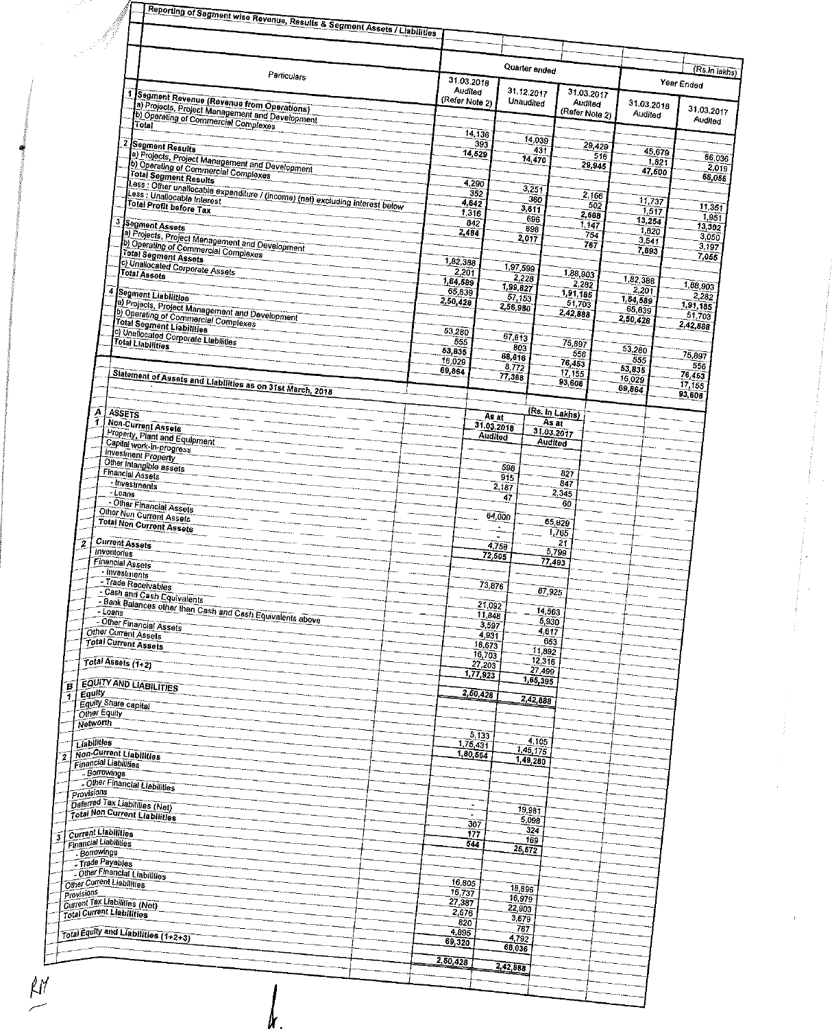## Reporting of Segment wise Revenue, Results & Segment Assets / Liabilities

(Rs.in lakhs)

| | Particulars | Quarter ended | | | Year Ended | |
|---|---|---|---|---|---|---|
| | | 31.03.2018 Audited (Refer Note 2) | 31.12.2017 Unaudited | 31.03.2017 Audited (Refer Note 2) | 31.03.2018 Audited | 31.03.2017 Audited |
| 1 | **Segment Revenue (Revenue from Operations)** | | | | | |
| | a) Projects, Project Management and Development | 14,136 | 14,039 | 29,429 | 45,679 | 66,036 |
| | b) Operating of Commercial Complexes | 393 | 431 | 516 | 1,821 | 2,019 |
| | **Total** | **14,529** | **14,470** | **29,945** | **47,500** | **68,055** |
| 2 | **Segment Results** | | | | | |
| | a) Projects, Project Management and Development | 4,290 | 3,251 | 2,166 | 11,737 | 11,351 |
| | b) Operating of Commercial Complexes | 352 | 360 | 502 | 1,517 | 1,951 |
| | **Total Segment Results** | **4,642** | **3,611** | **2,668** | **13,254** | **13,302** |
| | Less : Other unallocable expenditure / (income) (net) excluding interest below | 1,316 | 696 | 1,147 | 1,820 | 3,050 |
| | Less : Unallocable Interest | 842 | 898 | 754 | 3,541 | 3,197 |
| | **Total Profit before Tax** | **2,484** | **2,017** | **767** | **7,893** | **7,055** |
| 3 | **Segment Assets** | | | | | |
| | a) Projects, Project Management and Development | 1,82,388 | 1,97,599 | 1,88,903 | 1,82,388 | 1,88,903 |
| | b) Operating of Commercial Complexes | 2,201 | 2,228 | 2,282 | 2,201 | 2,282 |
| | **Total Segment Assets** | **1,84,589** | **1,99,827** | **1,91,185** | **1,84,589** | **1,91,185** |
| | c) Unallocated Corporate Assets | 65,839 | 57,153 | 51,703 | 65,839 | 51,703 |
| | **Total Assets** | **2,50,428** | **2,56,980** | **2,42,888** | **2,50,428** | **2,42,888** |
| 4 | **Segment Liabilities** | | | | | |
| | a) Projects, Project Management and Development | 53,280 | 67,813 | 75,897 | 53,280 | 75,897 |
| | b) Operating of Commercial Complexes | 555 | 803 | 556 | 555 | 556 |
| | **Total Segment Liabilities** | **53,835** | **68,616** | **76,453** | **53,835** | **76,453** |
| | c) Unallocated Corporate Liabilities | 16,029 | 8,772 | 17,155 | 16,029 | 17,155 |
| | **Total Liabilities** | **69,864** | **77,388** | **93,608** | **69,864** | **93,608** |

## Statement of Assets and Liabilities as on 31st March, 2018

(Rs. In Lakhs)

| | Particulars | As at 31.03.2018 Audited | As at 31.03.2017 Audited |
|---|---|---|---|
| **A** | **ASSETS** | | |
| 1 | **Non-Current Assets** | | |
| | Property, Plant and Equipment | 598 | 827 |
| | Capital work-in-progress | 915 | 847 |
| | Investment Property | 2,187 | 2,345 |
| | Other Intangible assets | 47 | 60 |
| | Financial Assets | | |
| | - Investments | 64,000 | 65,829 |
| | - Loans | - | 1,765 |
| | - Other Financial Assets | - | 21 |
| | Other Non Current Assets | 4,758 | 5,799 |
| | **Total Non Current Assets** | **72,505** | **77,493** |
| 2 | **Current Assets** | | |
| | Inventories | 73,876 | 87,925 |
| | Financial Assets | | |
| | - Investments | 21,092 | 14,563 |
| | - Trade Receivables | 11,848 | 5,930 |
| | - Cash and Cash Equivalents | 3,597 | 4,617 |
| | - Bank Balances other than Cash and Cash Equivalents above | 4,931 | 653 |
| | - Loans | 18,673 | 11,892 |
| | - Other Financial Assets | 16,703 | 12,316 |
| | Other Current Assets | 27,203 | 27,499 |
| | **Total Current Assets** | **1,77,923** | **1,65,395** |
| | **Total Assets (1+2)** | **2,50,428** | **2,42,888** |
| **B** | **EQUITY AND LIABILITIES** | | |
| 1 | **Equity** | | |
| | Equity Share capital | 5,133 | 4,105 |
| | Other Equity | 1,75,431 | 1,45,175 |
| | **Networth** | **1,80,564** | **1,49,280** |
| | **Liabilities** | | |
| 2 | **Non-Current Liabilities** | | |
| | Financial Liabilities | | |
| | - Borrowings | - | 19,981 |
| | - Other Financial Liabilities | - | 5,098 |
| | Provisions | 367 | 324 |
| | Deferred Tax Liabilities (Net) | 177 | 169 |
| | **Total Non Current Liabilities** | **544** | **25,572** |
| 3 | **Current Liabilities** | | |
| | Financial Liabilities | | |
| | - Borrowings | 16,805 | 18,896 |
| | - Trade Payables | 16,737 | 16,979 |
| | - Other Financial Liabilities | 27,387 | 22,903 |
| | Other Current Liabilities | 2,676 | 3,679 |
| | Provisions | 820 | 787 |
| | Current Tax Liabilities (Net) | 4,895 | 4,792 |
| | **Total Current Liabilities** | **69,320** | **68,036** |
| | **Total Equity and Liabilities (1+2+3)** | **2,50,428** | **2,42,888** |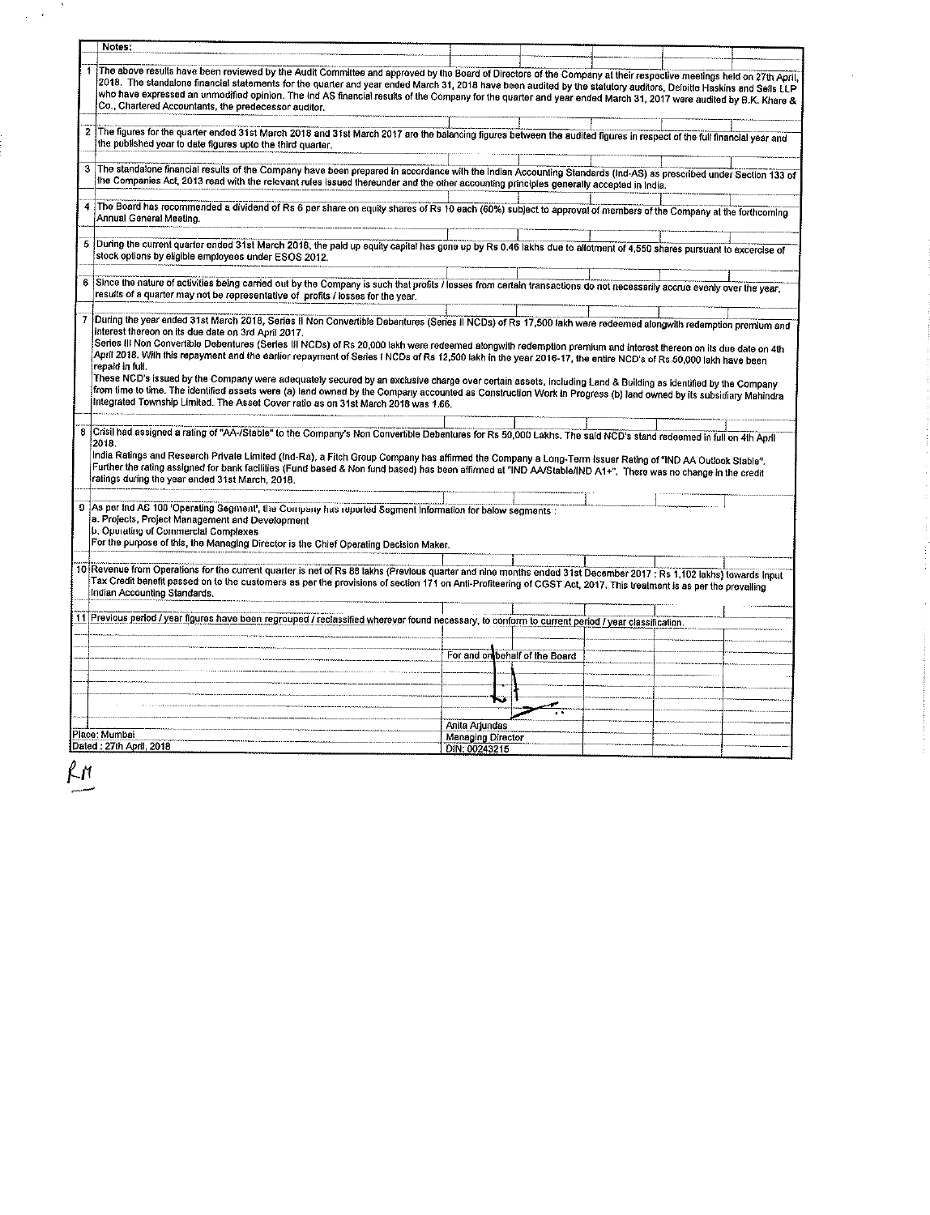**Notes:**

1. The above results have been reviewed by the Audit Committee and approved by the Board of Directors of the Company at their respective meetings held on 27th April, 2018. The standalone financial statements for the quarter and year ended March 31, 2018 have been audited by the statutory auditors, Deloitte Haskins and Sells LLP who have expressed an unmodified opinion. The Ind AS financial results of the Company for the quarter and year ended March 31, 2017 were audited by B.K. Khare & Co., Chartered Accountants, the predecessor auditor.

2. The figures for the quarter ended 31st March 2018 and 31st March 2017 are the balancing figures between the audited figures in respect of the full financial year and the published year to date figures upto the third quarter.

3. The standalone financial results of the Company have been prepared in accordance with the Indian Accounting Standards (Ind-AS) as prescribed under Section 133 of the Companies Act, 2013 read with the relevant rules issued thereunder and the other accounting principles generally accepted in India.

4. The Board has recommended a dividend of Rs 6 per share on equity shares of Rs 10 each (60%) subject to approval of members of the Company at the forthcoming Annual General Meeting.

5. During the current quarter ended 31st March 2018, the paid up equity capital has gone up by Rs 0.46 lakhs due to allotment of 4,550 shares pursuant to excercise of stock options by eligible employees under ESOS 2012.

6. Since the nature of activities being carried out by the Company is such that profits / losses from certain transactions do not necessarily accrue evenly over the year, results of a quarter may not be representative of profits / losses for the year.

7. During the year ended 31st March 2018, Series II Non Convertible Debentures (Series II NCDs) of Rs 17,500 lakh were redeemed alongwith redemption premium and interest thereon on its due date on 3rd April 2017.
Series III Non Convertible Debentures (Series III NCDs) of Rs 20,000 lakh were redeemed alongwith redemption premium and interest thereon on its due date on 4th April 2018. With this repayment and the earlier repayment of Series I NCDs of Rs 12,500 lakh in the year 2016-17, the entire NCD's of Rs 50,000 lakh have been repaid in full.
These NCD's issued by the Company were adequately secured by an exclusive charge over certain assets, including Land & Building as identified by the Company from time to time. The identified assets were (a) land owned by the Company accounted as Construction Work in Progress (b) land owned by its subsidiary Mahindra Integrated Township Limited. The Asset Cover ratio as on 31st March 2018 was 1.66.

8. Crisil had assigned a rating of "AA-/Stable" to the Company's Non Convertible Debentures for Rs 50,000 Lakhs. The said NCD's stand redeemed in full on 4th April 2018.
India Ratings and Research Private Limited (Ind-Ra), a Fitch Group Company has affirmed the Company a Long-Term Issuer Rating of "IND AA Outlook Stable". Further the rating assigned for bank facilities (Fund based & Non fund based) has been affirmed at "IND AA/Stable/IND A1+". There was no change in the credit ratings during the year ended 31st March, 2018.

9. As per Ind AS 108 'Operating Segment', the Company has reported Segment Information for below segments :
a. Projects, Project Management and Development
b. Operating of Commercial Complexes
For the purpose of this, the Managing Director is the Chief Operating Decision Maker.

10. Revenue from Operations for the current quarter is net of Rs 88 lakhs (Previous quarter and nine months ended 31st December 2017 : Rs 1,102 lakhs) towards Input Tax Credit benefit passed on to the customers as per the provisions of section 171 on Anti-Profiteering of CGST Act, 2017. This treatment is as per the prevailing Indian Accounting Standards.

11. Previous period / year figures have been regrouped / reclassified wherever found necessary, to conform to current period / year classification.

For and on behalf of the Board

Anita Arjundas
Managing Director
DIN: 00243215

Place: Mumbai
Dated : 27th April, 2018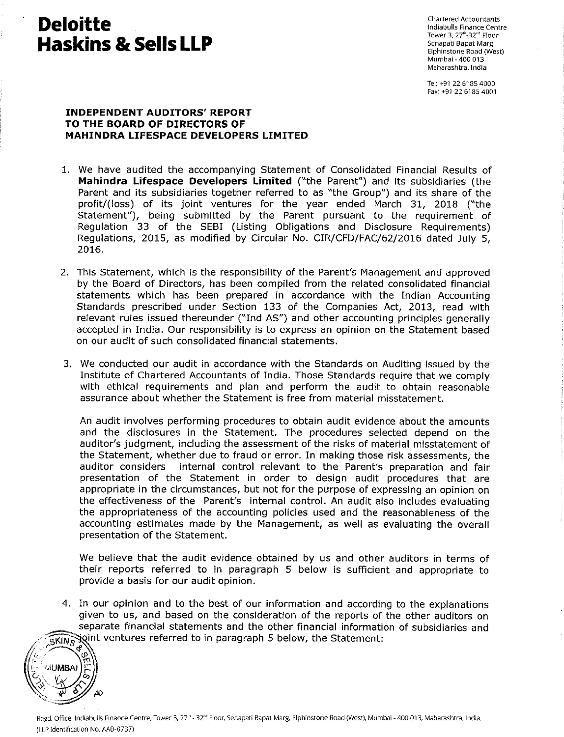# Deloitte Haskins & Sells LLP

Chartered Accountants
Indiabulls Finance Centre
Tower 3, 27th-32nd Floor
Senapati Bapat Marg
Elphinstone Road (West)
Mumbai - 400 013
Maharashtra, India

Tel: +91 22 6185 4000
Fax: +91 22 6185 4001

## INDEPENDENT AUDITORS' REPORT TO THE BOARD OF DIRECTORS OF MAHINDRA LIFESPACE DEVELOPERS LIMITED

1. We have audited the accompanying Statement of Consolidated Financial Results of **Mahindra Lifespace Developers Limited** ("the Parent") and its subsidiaries (the Parent and its subsidiaries together referred to as "the Group") and its share of the profit/(loss) of its joint ventures for the year ended March 31, 2018 ("the Statement"), being submitted by the Parent pursuant to the requirement of Regulation 33 of the SEBI (Listing Obligations and Disclosure Requirements) Regulations, 2015, as modified by Circular No. CIR/CFD/FAC/62/2016 dated July 5, 2016.

2. This Statement, which is the responsibility of the Parent's Management and approved by the Board of Directors, has been compiled from the related consolidated financial statements which has been prepared in accordance with the Indian Accounting Standards prescribed under Section 133 of the Companies Act, 2013, read with relevant rules issued thereunder ("Ind AS") and other accounting principles generally accepted in India. Our responsibility is to express an opinion on the Statement based on our audit of such consolidated financial statements.

3. We conducted our audit in accordance with the Standards on Auditing issued by the Institute of Chartered Accountants of India. Those Standards require that we comply with ethical requirements and plan and perform the audit to obtain reasonable assurance about whether the Statement is free from material misstatement.

   An audit involves performing procedures to obtain audit evidence about the amounts and the disclosures in the Statement. The procedures selected depend on the auditor's judgment, including the assessment of the risks of material misstatement of the Statement, whether due to fraud or error. In making those risk assessments, the auditor considers internal control relevant to the Parent's preparation and fair presentation of the Statement in order to design audit procedures that are appropriate in the circumstances, but not for the purpose of expressing an opinion on the effectiveness of the Parent's internal control. An audit also includes evaluating the appropriateness of the accounting policies used and the reasonableness of the accounting estimates made by the Management, as well as evaluating the overall presentation of the Statement.

   We believe that the audit evidence obtained by us and other auditors in terms of their reports referred to in paragraph 5 below is sufficient and appropriate to provide a basis for our audit opinion.

4. In our opinion and to the best of our information and according to the explanations given to us, and based on the consideration of the reports of the other auditors on separate financial statements and the other financial information of subsidiaries and joint ventures referred to in paragraph 5 below, the Statement:

Regd. Office: Indiabulls Finance Centre, Tower 3, 27th - 32nd Floor, Senapati Bapat Marg, Elphinstone Road (West), Mumbai - 400 013, Maharashtra, India.
(LLP Identification No. AAB-8737)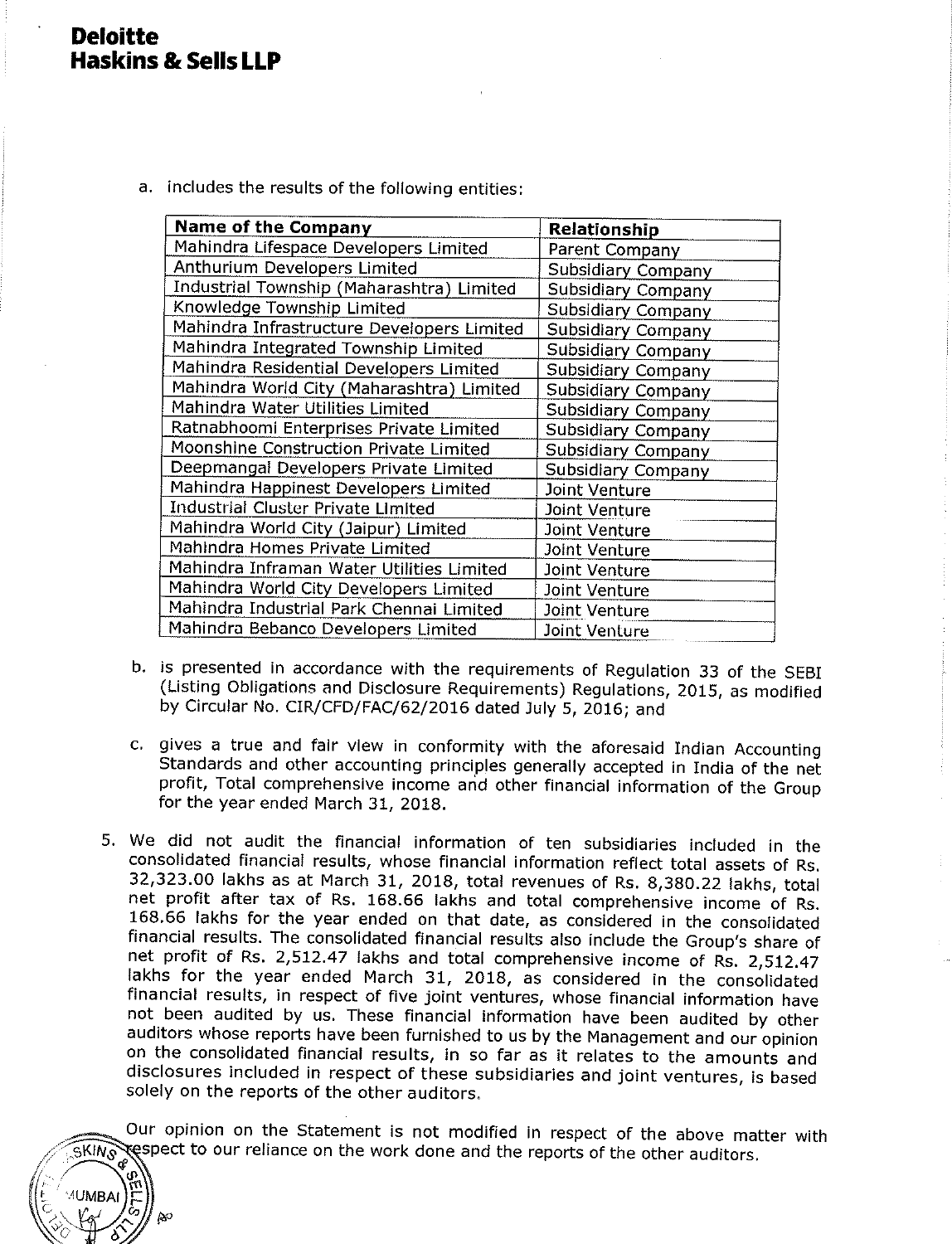**Deloitte Haskins & Sells LLP**

a. includes the results of the following entities:

| Name of the Company | Relationship |
|---|---|
| Mahindra Lifespace Developers Limited | Parent Company |
| Anthurium Developers Limited | Subsidiary Company |
| Industrial Township (Maharashtra) Limited | Subsidiary Company |
| Knowledge Township Limited | Subsidiary Company |
| Mahindra Infrastructure Developers Limited | Subsidiary Company |
| Mahindra Integrated Township Limited | Subsidiary Company |
| Mahindra Residential Developers Limited | Subsidiary Company |
| Mahindra World City (Maharashtra) Limited | Subsidiary Company |
| Mahindra Water Utilities Limited | Subsidiary Company |
| Ratnabhoomi Enterprises Private Limited | Subsidiary Company |
| Moonshine Construction Private Limited | Subsidiary Company |
| Deepmangal Developers Private Limited | Subsidiary Company |
| Mahindra Happinest Developers Limited | Joint Venture |
| Industrial Cluster Private Limited | Joint Venture |
| Mahindra World City (Jaipur) Limited | Joint Venture |
| Mahindra Homes Private Limited | Joint Venture |
| Mahindra Inframan Water Utilities Limited | Joint Venture |
| Mahindra World City Developers Limited | Joint Venture |
| Mahindra Industrial Park Chennai Limited | Joint Venture |
| Mahindra Bebanco Developers Limited | Joint Venture |

b. is presented in accordance with the requirements of Regulation 33 of the SEBI (Listing Obligations and Disclosure Requirements) Regulations, 2015, as modified by Circular No. CIR/CFD/FAC/62/2016 dated July 5, 2016; and

c. gives a true and fair view in conformity with the aforesaid Indian Accounting Standards and other accounting principles generally accepted in India of the net profit, Total comprehensive income and other financial information of the Group for the year ended March 31, 2018.

5. We did not audit the financial information of ten subsidiaries included in the consolidated financial results, whose financial information reflect total assets of Rs. 32,323.00 lakhs as at March 31, 2018, total revenues of Rs. 8,380.22 lakhs, total net profit after tax of Rs. 168.66 lakhs and total comprehensive income of Rs. 168.66 lakhs for the year ended on that date, as considered in the consolidated financial results. The consolidated financial results also include the Group's share of net profit of Rs. 2,512.47 lakhs and total comprehensive income of Rs. 2,512.47 lakhs for the year ended March 31, 2018, as considered in the consolidated financial results, in respect of five joint ventures, whose financial information have not been audited by us. These financial information have been audited by other auditors whose reports have been furnished to us by the Management and our opinion on the consolidated financial results, in so far as it relates to the amounts and disclosures included in respect of these subsidiaries and joint ventures, is based solely on the reports of the other auditors.

Our opinion on the Statement is not modified in respect of the above matter with respect to our reliance on the work done and the reports of the other auditors.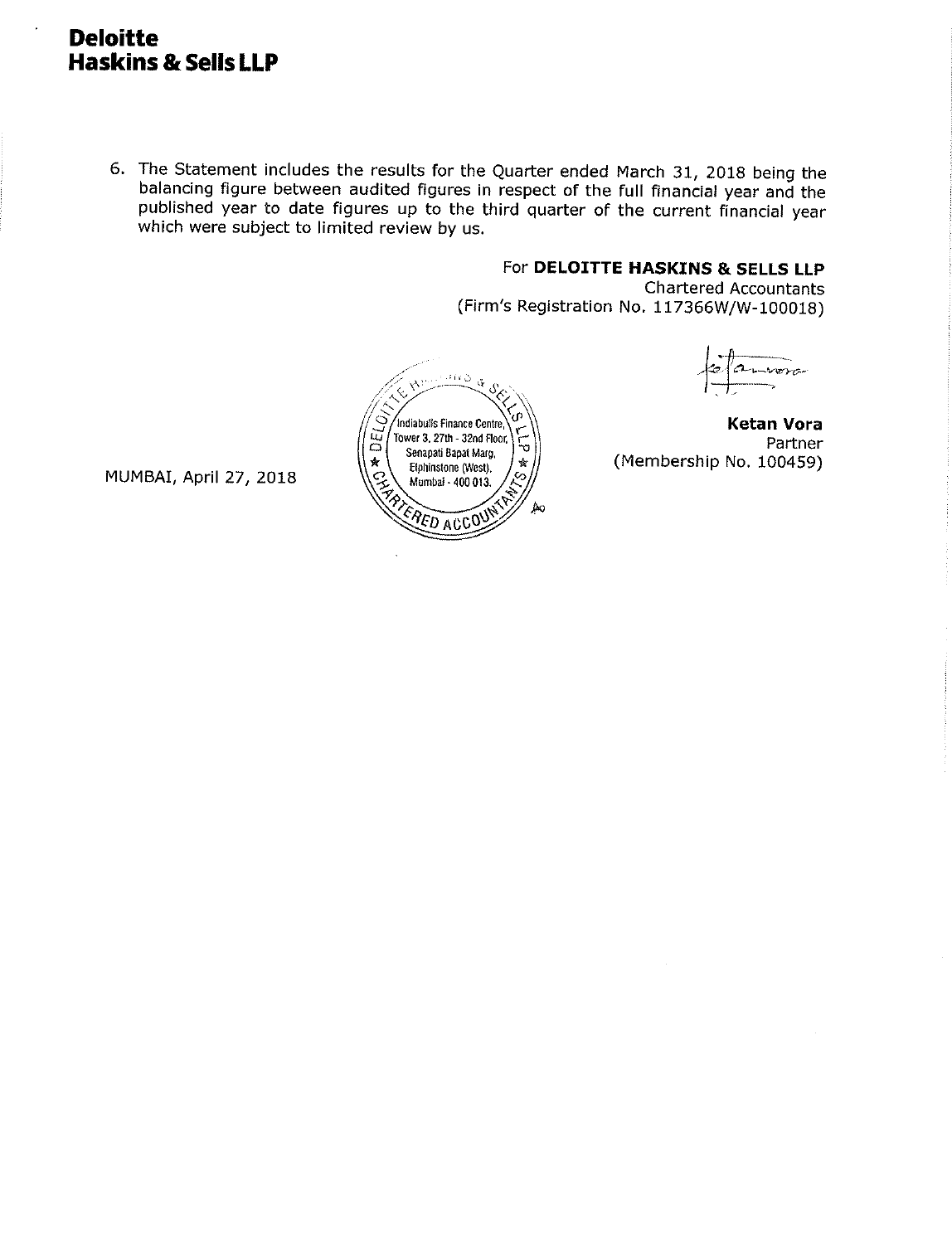**Deloitte**
**Haskins & Sells LLP**

6. The Statement includes the results for the Quarter ended March 31, 2018 being the balancing figure between audited figures in respect of the full financial year and the published year to date figures up to the third quarter of the current financial year which were subject to limited review by us.

For **DELOITTE HASKINS & SELLS LLP**
Chartered Accountants
(Firm's Registration No. 117366W/W-100018)

**Ketan Vora**
Partner
(Membership No. 100459)

MUMBAI, April 27, 2018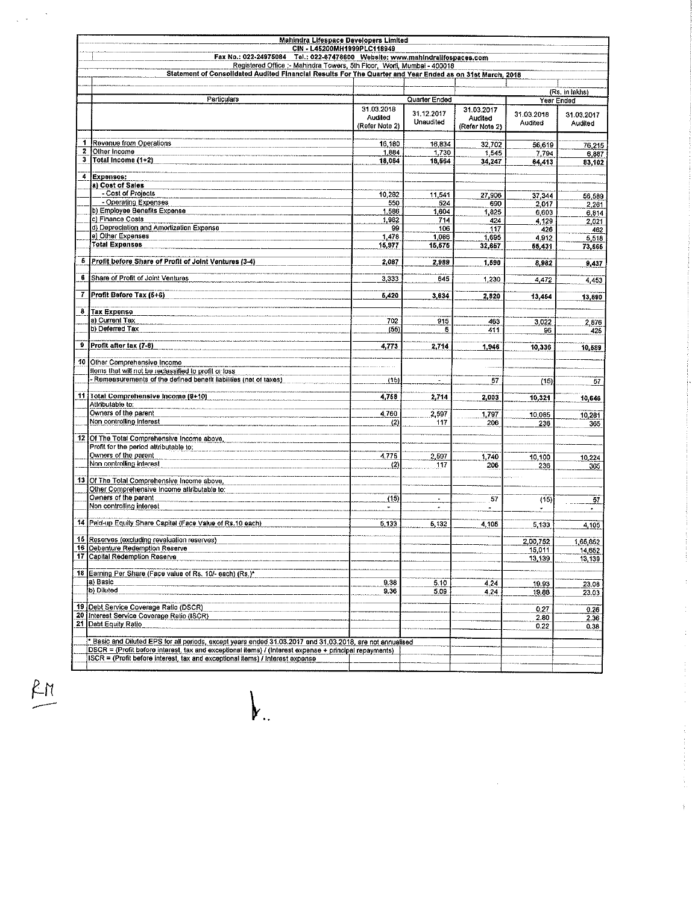**Mahindra Lifespace Developers Limited**

**CIN - L45200MH1999PLC118949**

**Fax No.: 022-24975084 Tel.: 022-67478600 Website: www.mahindralifespaces.com**

Registered Office :- Mahindra Towers, 5th Floor, Worli, Mumbai - 400018

**Statement of Consolidated Audited Financial Results For The Quarter and Year Ended as on 31st March, 2018**

(Rs. in lakhs)

| | Particulars | Quarter Ended | | | Year Ended | |
|---|---|---|---|---|---|---|
| | | 31.03.2018 Audited (Refer Note 2) | 31.12.2017 Unaudited | 31.03.2017 Audited (Refer Note 2) | 31.03.2018 Audited | 31.03.2017 Audited |
| 1 | Revenue from Operations | 16,180 | 16,834 | 32,702 | 56,619 | 76,215 |
| 2 | Other Income | 1,884 | 1,730 | 1,545 | 7,794 | 6,887 |
| 3 | Total Income (1+2) | 18,064 | 18,564 | 34,247 | 64,413 | 83,102 |
| 4 | **Expenses:** | | | | | |
| | **a) Cost of Sales** | | | | | |
| | - Cost of Projects | 10,282 | 11,541 | 27,906 | 37,344 | 56,589 |
| | - Operating Expenses | 550 | 524 | 690 | 2,017 | 2,281 |
| | b) Employee Benefits Expense | 1,586 | 1,604 | 1,825 | 6,603 | 6,814 |
| | c) Finance Costs | 1,982 | 714 | 424 | 4,129 | 2,021 |
| | d) Depreciation and Amortization Expense | 99 | 106 | 117 | 426 | 462 |
| | e) Other Expenses | 1,478 | 1,086 | 1,695 | 4,912 | 5,516 |
| | **Total Expenses** | 15,977 | 15,575 | 32,657 | 55,431 | 73,665 |
| 5 | **Profit before Share of Profit of Joint Ventures (3-4)** | 2,087 | 2,989 | 1,590 | 8,982 | 9,437 |
| 6 | Share of Profit of Joint Ventures | 3,333 | 645 | 1,230 | 4,472 | 4,453 |
| 7 | **Profit Before Tax (5+6)** | 5,420 | 3,634 | 2,820 | 13,454 | 13,890 |
| 8 | **Tax Expense** | | | | | |
| | a) Current Tax | 702 | 915 | 463 | 3,022 | 2,876 |
| | b) Deferred Tax | (55) | 5 | 411 | 96 | 425 |
| 9 | **Profit after tax (7-8)** | 4,773 | 2,714 | 1,946 | 10,336 | 10,589 |
| 10 | Other Comprehensive Income | | | | | |
| | Items that will not be reclassified to profit or loss | | | | | |
| | - Remeasurements of the defined benefit liabilities (net of taxes) | (15) | - | 57 | (15) | 57 |
| 11 | **Total Comprehensive Income (9+10)** | 4,758 | 2,714 | 2,003 | 10,321 | 10,646 |
| | Attributable to: | | | | | |
| | Owners of the parent | 4,760 | 2,597 | 1,797 | 10,085 | 10,281 |
| | Non controlling interest | (2) | 117 | 206 | 236 | 365 |
| 12 | Of The Total Comprehensive Income above, | | | | | |
| | Profit for the period attributable to: | | | | | |
| | Owners of the parent | 4,775 | 2,597 | 1,740 | 10,100 | 10,224 |
| | Non controlling interest | (2) | 117 | 206 | 236 | 365 |
| 13 | Of The Total Comprehensive Income above, | | | | | |
| | Other Comprehensive Income attributable to: | | | | | |
| | Owners of the parent | (15) | - | 57 | (15) | 57 |
| | Non controlling interest | - | - | - | - | - |
| 14 | Paid-up Equity Share Capital (Face Value of Rs.10 each) | 5,133 | 5,132 | 4,105 | 5,133 | 4,105 |
| 15 | Reserves (excluding revaluation reserves) | | | | 2,00,752 | 1,65,652 |
| 16 | Debenture Redemption Reserve | | | | 15,011 | 14,652 |
| 17 | Capital Redemption Reserve | | | | 13,139 | 13,139 |
| 18 | Earning Per Share (Face value of Rs. 10/- each) (Rs.)* | | | | | |
| | a) Basic | 9.38 | 5.10 | 4.24 | 19.93 | 23.08 |
| | b) Diluted | 9.36 | 5.09 | 4.24 | 19.88 | 23.03 |
| 19 | Debt Service Coverage Ratio (DSCR) | | | | 0.27 | 0.26 |
| 20 | Interest Service Coverage Ratio (ISCR) | | | | 2.80 | 2.36 |
| 21 | Debt Equity Ratio | | | | 0.22 | 0.38 |

\* Basic and Diluted EPS for all periods, except years ended 31.03.2017 and 31.03.2018, are not annualised

DSCR = (Profit before interest, tax and exceptional items) / (Interest expense + principal repayments)

ISCR = (Profit before interest, tax and exceptional items) / Interest expense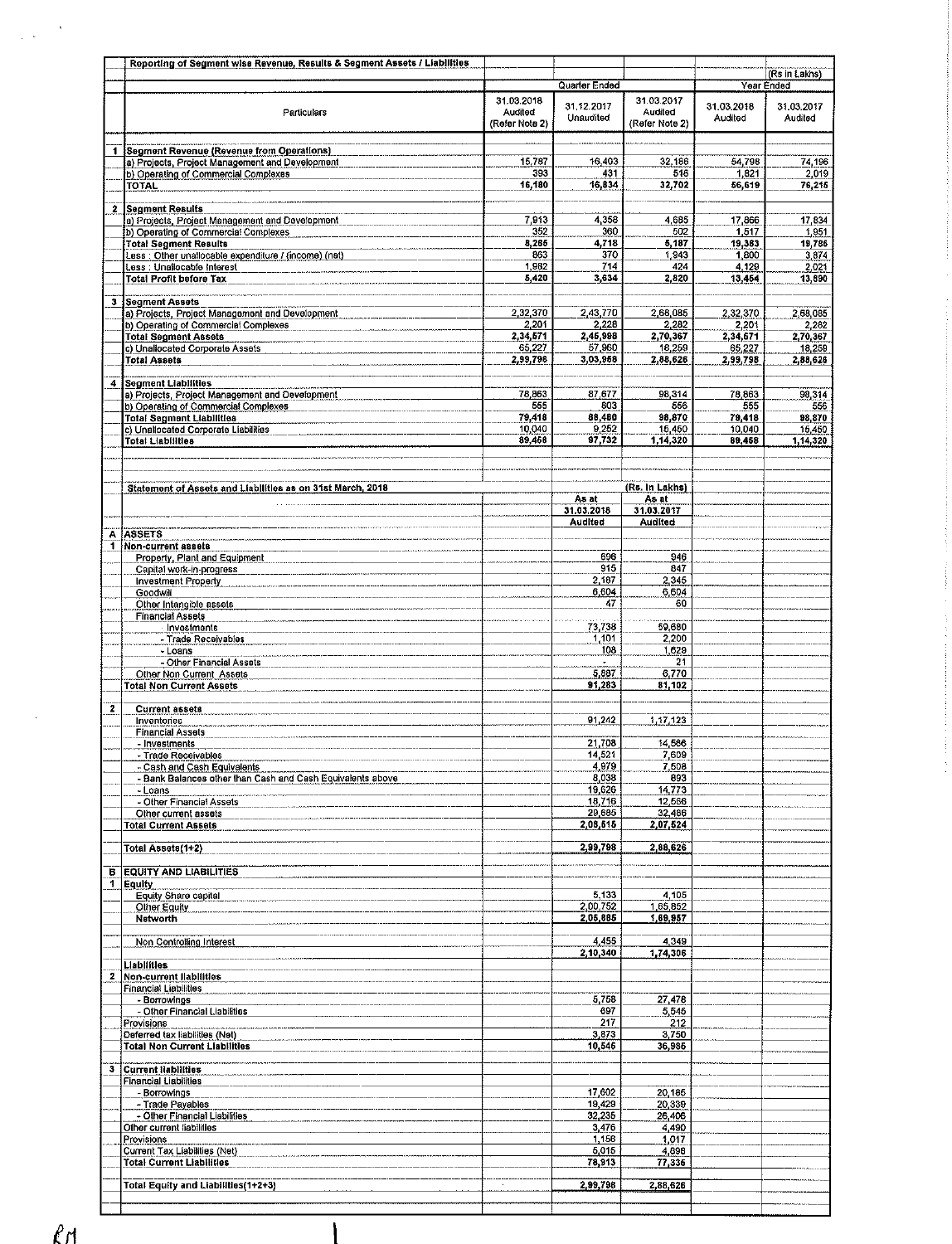## Reporting of Segment wise Revenue, Results & Segment Assets / Liabilities

(Rs in Lakhs)

| | Particulars | Quarter Ended | | | Year Ended | |
|---|---|---|---|---|---|---|
| | | 31.03.2018 Audited (Refer Note 2) | 31.12.2017 Unaudited | 31.03.2017 Audited (Refer Note 2) | 31.03.2018 Audited | 31.03.2017 Audited |
| 1 | **Segment Revenue (Revenue from Operations)** | | | | | |
| | a) Projects, Project Management and Development | 15,787 | 16,403 | 32,186 | 54,798 | 74,196 |
| | b) Operating of Commercial Complexes | 393 | 431 | 516 | 1,821 | 2,019 |
| | **TOTAL** | **16,180** | **16,834** | **32,702** | **56,619** | **76,215** |
| 2 | **Segment Results** | | | | | |
| | a) Projects, Project Management and Development | 7,913 | 4,358 | 4,685 | 17,866 | 17,834 |
| | b) Operating of Commercial Complexes | 352 | 360 | 502 | 1,517 | 1,951 |
| | **Total Segment Results** | **8,265** | **4,718** | **5,187** | **19,383** | **19,785** |
| | Less : Other unallocable expenditure / (income) (net) | 863 | 370 | 1,943 | 1,800 | 3,874 |
| | Less : Unallocable Interest | 1,982 | 714 | 424 | 4,129 | 2,021 |
| | **Total Profit before Tax** | **5,420** | **3,634** | **2,820** | **13,454** | **13,890** |
| 3 | **Segment Assets** | | | | | |
| | a) Projects, Project Management and Development | 2,32,370 | 2,43,770 | 2,68,085 | 2,32,370 | 2,68,085 |
| | b) Operating of Commercial Complexes | 2,201 | 2,228 | 2,282 | 2,201 | 2,282 |
| | **Total Segment Assets** | **2,34,571** | **2,45,998** | **2,70,367** | **2,34,571** | **2,70,367** |
| | c) Unallocated Corporate Assets | 65,227 | 57,960 | 18,259 | 65,227 | 18,259 |
| | **Total Assets** | **2,99,798** | **3,03,958** | **2,88,626** | **2,99,798** | **2,88,626** |
| 4 | **Segment Liabilities** | | | | | |
| | a) Projects, Project Management and Development | 78,863 | 87,677 | 98,314 | 78,863 | 98,314 |
| | b) Operating of Commercial Complexes | 555 | 803 | 556 | 555 | 556 |
| | **Total Segment Liabilities** | **79,418** | **88,480** | **98,870** | **79,418** | **98,870** |
| | c) Unallocated Corporate Liabilities | 10,040 | 9,252 | 15,450 | 10,040 | 15,450 |
| | **Total Liabilities** | **89,458** | **97,732** | **1,14,320** | **89,458** | **1,14,320** |

## Statement of Assets and Liabilities as on 31st March, 2018

(Rs. In Lakhs)

| | | As at 31.03.2018 Audited | As at 31.03.2017 Audited |
|---|---|---|---|
| A | **ASSETS** | | |
| 1 | **Non-current assets** | | |
| | Property, Plant and Equipment | 596 | 946 |
| | Capital work-in-progress | 915 | 847 |
| | Investment Property | 2,187 | 2,345 |
| | Goodwill | 6,604 | 6,604 |
| | Other Intangible assets | 47 | 60 |
| | Financial Assets | | |
| | Investments | 73,738 | 59,680 |
| | - Trade Receivables | 1,101 | 2,200 |
| | - Loans | 108 | 1,629 |
| | - Other Financial Assets | | 21 |
| | Other Non Current Assets | 5,987 | 6,770 |
| | **Total Non Current Assets** | **91,283** | **81,102** |
| 2 | **Current assets** | | |
| | Inventories | 91,242 | 1,17,123 |
| | Financial Assets | | |
| | - Investments | 21,708 | 14,566 |
| | - Trade Receivables | 14,521 | 7,609 |
| | - Cash and Cash Equivalents | 4,979 | 7,508 |
| | - Bank Balances other than Cash and Cash Equivalents above | 8,038 | 893 |
| | - Loans | 19,626 | 14,773 |
| | - Other Financial Assets | 18,716 | 12,566 |
| | Other current assets | 29,685 | 32,486 |
| | **Total Current Assets** | **2,08,515** | **2,07,524** |
| | **Total Assets(1+2)** | **2,99,798** | **2,88,626** |
| B | **EQUITY AND LIABILITIES** | | |
| 1 | **Equity** | | |
| | Equity Share capital | 5,133 | 4,105 |
| | Other Equity | 2,00,752 | 1,65,852 |
| | **Networth** | **2,05,885** | **1,69,957** |
| | Non Controlling Interest | 4,455 | 4,349 |
| | | 2,10,340 | 1,74,306 |
| | **Liabilities** | | |
| 2 | **Non-current liabilities** | | |
| | Financial Liabilities | | |
| | - Borrowings | 5,758 | 27,478 |
| | - Other Financial Liabilities | 697 | 5,546 |
| | Provisions | 217 | 212 |
| | Deferred tax liabilities (Net) | 3,873 | 3,750 |
| | **Total Non Current Liabilities** | **10,545** | **36,986** |
| 3 | **Current liabilities** | | |
| | Financial Liabilities | | |
| | - Borrowings | 17,602 | 20,186 |
| | - Trade Payables | 19,429 | 20,339 |
| | - Other Financial Liabilities | 32,235 | 26,406 |
| | Other current liabilities | 3,476 | 4,490 |
| | Provisions | 1,156 | 1,017 |
| | Current Tax Liabilities (Net) | 5,015 | 4,898 |
| | **Total Current Liabilities** | **78,913** | **77,336** |
| | **Total Equity and Liabilities(1+2+3)** | **2,99,798** | **2,88,626** |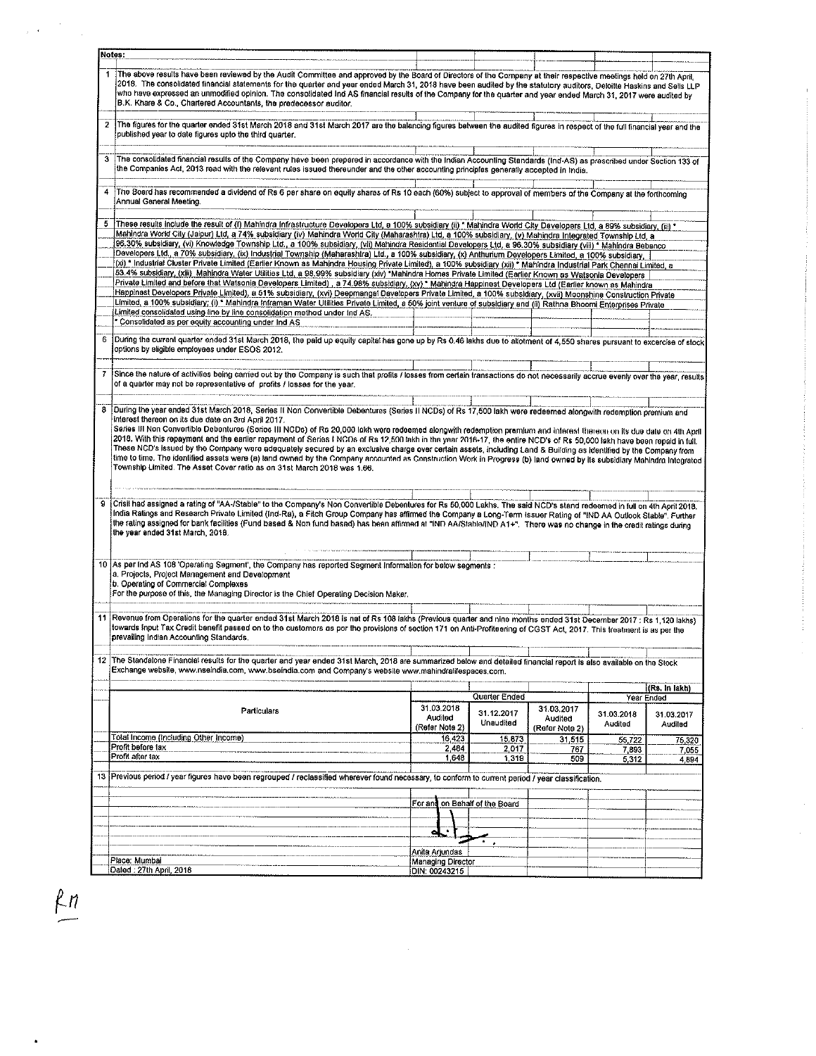**Notes:**

1. The above results have been reviewed by the Audit Committee and approved by the Board of Directors of the Company at their respective meetings held on 27th April, 2018. The consolidated financial statements for the quarter and year ended March 31, 2018 have been audited by the statutory auditors, Deloitte Haskins and Sells LLP who have expressed an unmodified opinion. The consolidated Ind AS financial results of the Company for the quarter and year ended March 31, 2017 were audited by B.K. Khare & Co., Chartered Accountants, the predecessor auditor.

2. The figures for the quarter ended 31st March 2018 and 31st March 2017 are the balancing figures between the audited figures in respect of the full financial year and the published year to date figures upto the third quarter.

3. The consolidated financial results of the Company have been prepared in accordance with the Indian Accounting Standards (Ind-AS) as prescribed under Section 133 of the Companies Act, 2013 read with the relevant rules issued thereunder and the other accounting principles generally accepted in India.

4. The Board has recommended a dividend of Rs 6 per share on equity shares of Rs 10 each (60%) subject to approval of members of the Company at the forthcoming Annual General Meeting.

5. These results include the result of (i) Mahindra Infrastructure Developers Ltd, a 100% subsidiary (ii) * Mahindra World City Developers Ltd, a 89% subsidiary, (iii) * Mahindra World City (Jaipur) Ltd, a 74% subsidiary (iv) Mahindra World City (Maharashtra) Ltd, a 100% subsidiary, (v) Mahindra Integrated Township Ltd, a 96.30% subsidiary, (vi) Knowledge Township Ltd., a 100% subsidiary, (vii) Mahindra Residential Developers Ltd, a 96.30% subsidiary (viii) * Mahindra Bebanco Developers Ltd., a 70% subsidiary, (ix) Industrial Township (Maharashtra) Ltd., a 100% subsidiary, (x) Anthurium Developers Limited, a 100% subsidiary, (xi) * Industrial Cluster Private Limited (Earlier Known as Mahindra Housing Private Limited), a 100% subsidiary (xii) * Mahindra Industrial Park Chennai Limited, a 53.4% subsidiary, (xiii) Mahindra Water Utilities Ltd, a 98.99% subsidiary (xiv) *Mahindra Homes Private Limited (Earlier Known as Watsonia Developers Private Limited and before that Watsonia Developers Limited) , a 74.98% subsidiary, (xv) * Mahindra Happinest Developers Ltd (Earlier known as Mahindra Happinest Developers Private Limited), a 51% subsidiary, (xvi) Deepmangal Developers Private Limited, a 100% subsidiary, (xvii) Moonshine Construction Private Limited, a 100% subsidiary; (i) * Mahindra Inframan Water Utilities Private Limited, a 50% joint venture of subsidiary and (ii) Rathna Bhoomi Enterprises Private Limited consolidated using line by line consolidation method under Ind AS.
* Consolidated as per equity accounting under Ind AS

6. During the current quarter ended 31st March 2018, the paid up equity capital has gone up by Rs 0.46 lakhs due to allotment of 4,550 shares pursuant to excercise of stock options by eligible employees under ESOS 2012.

7. Since the nature of activities being carried out by the Company is such that profits / losses from certain transactions do not necessarily accrue evenly over the year, results of a quarter may not be representative of profits / losses for the year.

8. During the year ended 31st March 2018, Series II Non Convertible Debentures (Series II NCDs) of Rs 17,500 lakh were redeemed alongwith redemption premium and interest thereon on its due date on 3rd April 2017.
Series III Non Convertible Debentures (Series III NCDs) of Rs 20,000 lakh were redeemed alongwith redemption premium and interest thereon on its due date on 4th April 2018. With this repayment and the earlier repayment of Series I NCDs of Rs 12,500 lakh in the year 2016-17, the entire NCD's of Rs 50,000 lakh have been repaid in full. These NCD's issued by the Company were adequately secured by an exclusive charge over certain assets, including Land & Building as identified by the Company from time to time. The identified assets were (a) land owned by the Company accounted as Construction Work in Progress (b) land owned by its subsidiary Mahindra Integrated Township Limited. The Asset Cover ratio as on 31st March 2018 was 1.66.

9. Crisil had assigned a rating of "AA-/Stable" to the Company's Non Convertible Debentures for Rs 50,000 Lakhs. The said NCD's stand redeemed in full on 4th April 2018. India Ratings and Research Private Limited (Ind-Ra), a Fitch Group Company has affirmed the Company a Long-Term Issuer Rating of "IND AA Outlook Stable". Further the rating assigned for bank facilities (Fund based & Non fund based) has been affirmed at "IND AA/Stable/IND A1+". There was no change in the credit ratings during the year ended 31st March, 2018.

10. As per Ind AS 108 'Operating Segment', the Company has reported Segment Information for below segments :
a. Projects, Project Management and Development
b. Operating of Commercial Complexes
For the purpose of this, the Managing Director is the Chief Operating Decision Maker.

11. Revenue from Operations for the quarter ended 31st March 2018 is net of Rs 108 lakhs (Previous quarter and nine months ended 31st December 2017 : Rs 1,120 lakhs) towards Input Tax Credit benefit passed on to the customers as per the provisions of section 171 on Anti-Profiteering of CGST Act, 2017. This treatment is as per the prevailing Indian Accounting Standards.

12. The Standalone Financial results for the quarter and year ended 31st March, 2018 are summarized below and detailed financial report is also available on the Stock Exchange website, www.nseindia.com, www.bseindia.com and Company's website www.mahindralifespaces.com.

(Rs. In lakh)

| Particulars | Quarter Ended | | | Year Ended | |
|---|---|---|---|---|---|
| | 31.03.2018 Audited (Refer Note 2) | 31.12.2017 Unaudited | 31.03.2017 Audited (Refer Note 2) | 31.03.2018 Audited | 31.03.2017 Audited |
| Total Income (including Other Income) | 16,423 | 15,873 | 31,515 | 55,722 | 75,320 |
| Profit before tax | 2,484 | 2,017 | 767 | 7,893 | 7,055 |
| Profit after tax | 1,648 | 1,319 | 509 | 5,312 | 4,894 |

13. Previous period / year figures have been regrouped / reclassified wherever found necessary, to conform to current period / year classification.

For and on Behalf of the Board

Anita Arjundas
Managing Director
DIN: 00243215

Place: Mumbai
Dated : 27th April, 2018